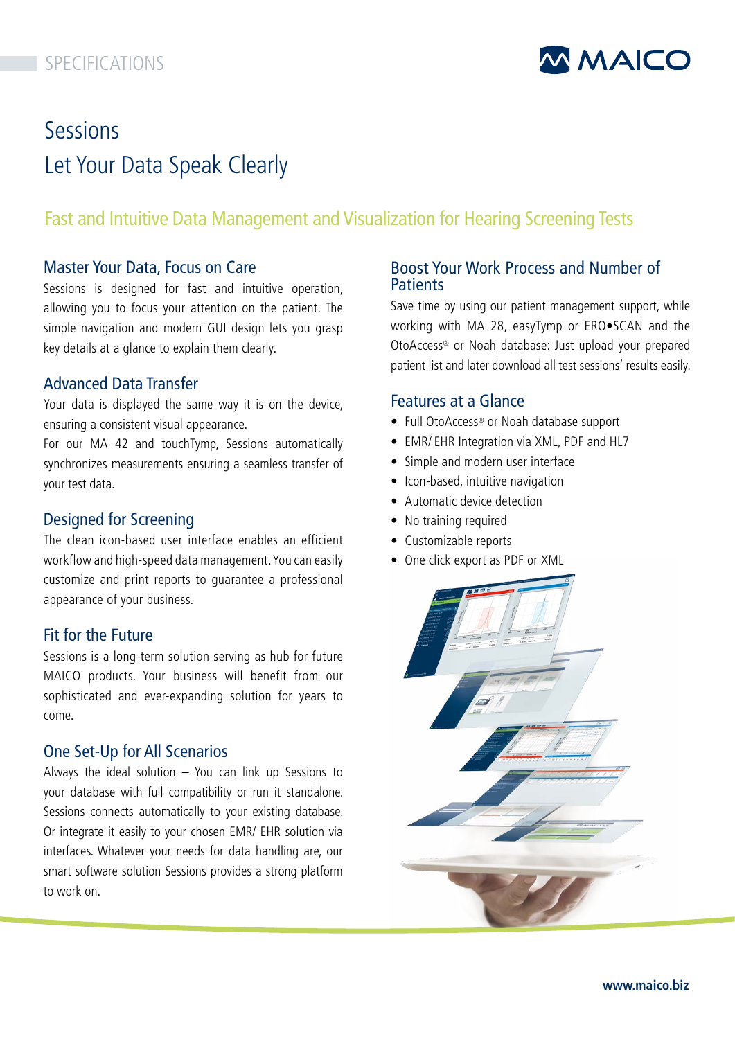SPECIFICATIONS

# Sessions
# Let Your Data Speak Clearly

## Fast and Intuitive Data Management and Visualization for Hearing Screening Tests

### Master Your Data, Focus on Care

Sessions is designed for fast and intuitive operation, allowing you to focus your attention on the patient. The simple navigation and modern GUI design lets you grasp key details at a glance to explain them clearly.

### Advanced Data Transfer

Your data is displayed the same way it is on the device, ensuring a consistent visual appearance.
For our MA 42 and touchTymp, Sessions automatically synchronizes measurements ensuring a seamless transfer of your test data.

### Designed for Screening

The clean icon-based user interface enables an efficient workflow and high-speed data management. You can easily customize and print reports to guarantee a professional appearance of your business.

### Fit for the Future

Sessions is a long-term solution serving as hub for future MAICO products. Your business will benefit from our sophisticated and ever-expanding solution for years to come.

### One Set-Up for All Scenarios

Always the ideal solution – You can link up Sessions to your database with full compatibility or run it standalone. Sessions connects automatically to your existing database. Or integrate it easily to your chosen EMR/ EHR solution via interfaces. Whatever your needs for data handling are, our smart software solution Sessions provides a strong platform to work on.

### Boost Your Work Process and Number of Patients

Save time by using our patient management support, while working with MA 28, easyTymp or ERO•SCAN and the OtoAccess® or Noah database: Just upload your prepared patient list and later download all test sessions' results easily.

### Features at a Glance

- Full OtoAccess® or Noah database support
- EMR/ EHR Integration via XML, PDF and HL7
- Simple and modern user interface
- Icon-based, intuitive navigation
- Automatic device detection
- No training required
- Customizable reports
- One click export as PDF or XML

www.maico.biz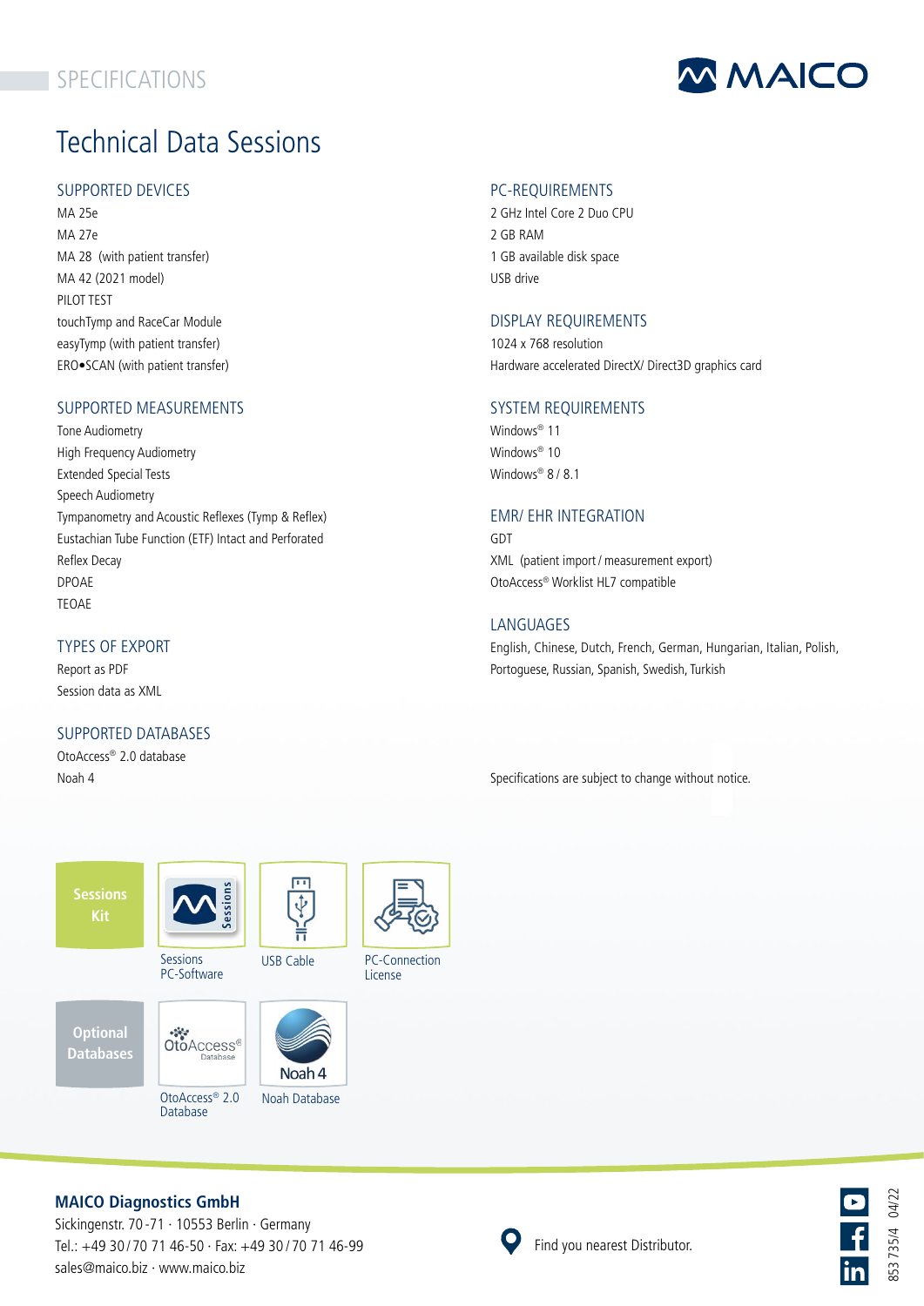SPECIFICATIONS

# Technical Data Sessions

## SUPPORTED DEVICES
MA 25e
MA 27e
MA 28 (with patient transfer)
MA 42 (2021 model)
PILOT TEST
touchTymp and RaceCar Module
easyTymp (with patient transfer)
ERO•SCAN (with patient transfer)

## SUPPORTED MEASUREMENTS
Tone Audiometry
High Frequency Audiometry
Extended Special Tests
Speech Audiometry
Tympanometry and Acoustic Reflexes (Tymp & Reflex)
Eustachian Tube Function (ETF) Intact and Perforated
Reflex Decay
DPOAE
TEOAE

## TYPES OF EXPORT
Report as PDF
Session data as XML

## SUPPORTED DATABASES
OtoAccess® 2.0 database
Noah 4

## PC-REQUIREMENTS
2 GHz Intel Core 2 Duo CPU
2 GB RAM
1 GB available disk space
USB drive

## DISPLAY REQUIREMENTS
1024 x 768 resolution
Hardware accelerated DirectX/ Direct3D graphics card

## SYSTEM REQUIREMENTS
Windows® 11
Windows® 10
Windows® 8 / 8.1

## EMR/ EHR INTEGRATION
GDT
XML (patient import / measurement export)
OtoAccess® Worklist HL7 compatible

## LANGUAGES
English, Chinese, Dutch, French, German, Hungarian, Italian, Polish, Portoguese, Russian, Spanish, Swedish, Turkish

Specifications are subject to change without notice.

**Sessions Kit**
Sessions PC-Software
USB Cable
PC-Connection License

**Optional Databases**
OtoAccess® 2.0 Database
Noah Database

**MAICO Diagnostics GmbH**
Sickingenstr. 70-71 · 10553 Berlin · Germany
Tel.: +49 30 / 70 71 46-50 · Fax: +49 30 / 70 71 46-99
sales@maico.biz · www.maico.biz

Find you nearest Distributor.

853 735/4 04/22